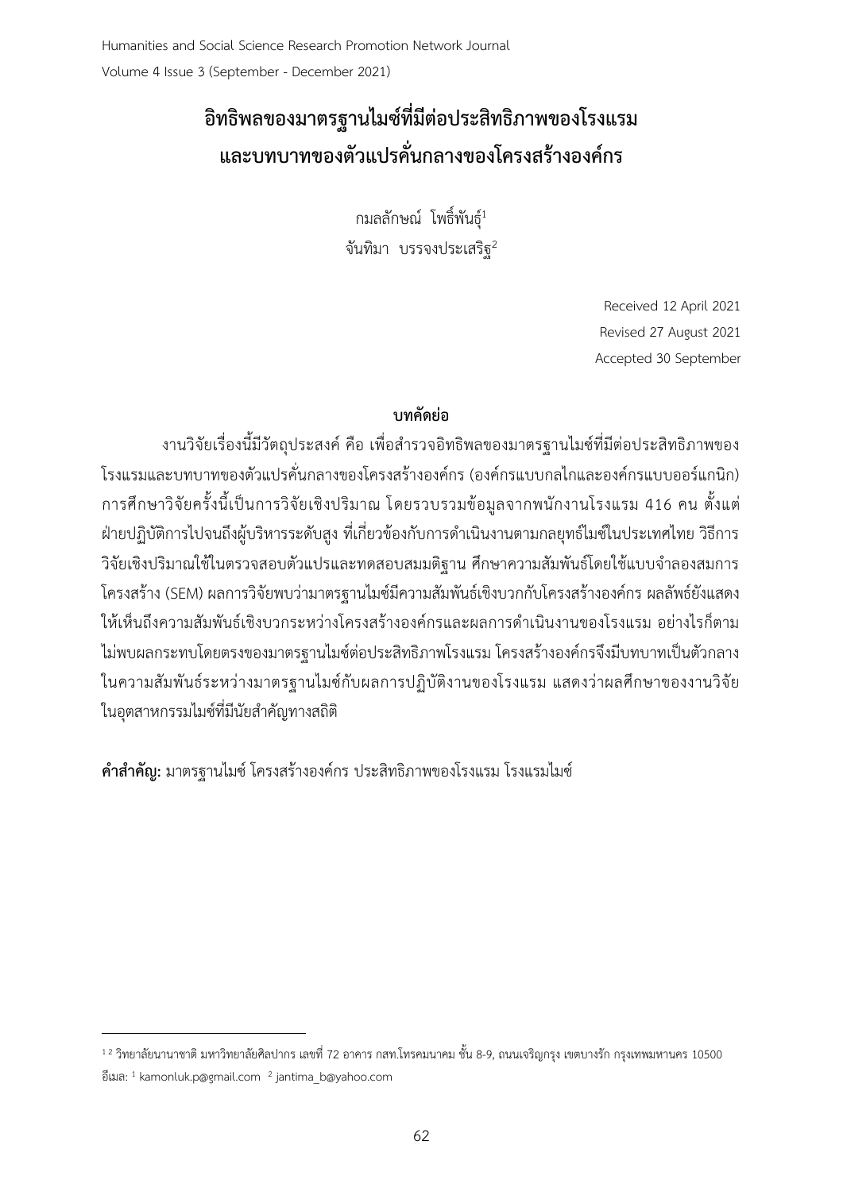# อิทธิพลของมาตรฐานไมซ์ที่มีต่อประสิทธิภาพของโรงแรม และบทบาทของตัวแปรคั่นกลางของโครงสร้างองค์กร

กมลลักษณ์ โพธิ์พันธุ์[1]

จันทิมา บรรจงประเสริฐ[2]

Received 12 April 2021

Revised 27 August 2021

Accepted 30 September

## บทคัดย่อ

งานวิจัยเรื่องนี้มีวัตถุประสงค์ คือ เพื่อสำรวจอิทธิพลของมาตรฐานไมซ์ที่มีต่อประสิทธิภาพของโรงแรมและบทบาทของตัวแปรคั่นกลางของโครงสร้างองค์กร (องค์กรแบบกลไกและองค์กรแบบออร์แกนิก) การศึกษาวิจัยครั้งนี้เป็นการวิจัยเชิงปริมาณ โดยรวบรวมข้อมูลจากพนักงานโรงแรม 416 คน ตั้งแต่ฝ่ายปฏิบัติการไปจนถึงผู้บริหารระดับสูง ที่เกี่ยวข้องกับการดำเนินงานตามกลยุทธ์ไมซ์ในประเทศไทย วิธีการวิจัยเชิงปริมาณใช้ในตรวจสอบตัวแปรและทดสอบสมมติฐาน ศึกษาความสัมพันธ์โดยใช้แบบจำลองสมการโครงสร้าง (SEM) ผลการวิจัยพบว่ามาตรฐานไมซ์มีความสัมพันธ์เชิงบวกกับโครงสร้างองค์กร ผลลัพธ์ยังแสดงให้เห็นถึงความสัมพันธ์เชิงบวกระหว่างโครงสร้างองค์กรและผลการดำเนินงานของโรงแรม อย่างไรก็ตาม ไม่พบผลกระทบโดยตรงของมาตรฐานไมซ์ต่อประสิทธิภาพโรงแรม โครงสร้างองค์กรจึงมีบทบาทเป็นตัวกลางในความสัมพันธ์ระหว่างมาตรฐานไมซ์กับผลการปฏิบัติงานของโรงแรม แสดงว่าผลศึกษาของงานวิจัยในอุตสาหกรรมไมซ์ที่มีนัยสำคัญทางสถิติ

**คำสำคัญ:** มาตรฐานไมซ์ โครงสร้างองค์กร ประสิทธิภาพของโรงแรม โรงแรมไมซ์

---

[1] [2] วิทยาลัยนานาชาติ มหาวิทยาลัยศิลปากร เลขที่ 72 อาคาร กสท.โทรคมนาคม ชั้น 8-9, ถนนเจริญกรุง เขตบางรัก กรุงเทพมหานคร 10500

อีเมล: [1] kamonluk.p@gmail.com [2] jantima_b@yahoo.com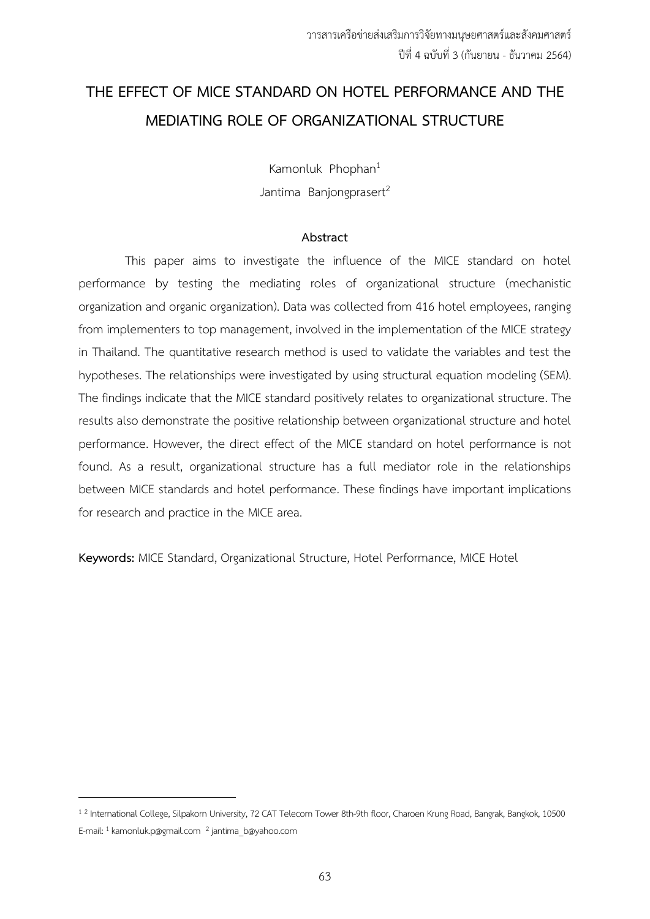# THE EFFECT OF MICE STANDARD ON HOTEL PERFORMANCE AND THE MEDIATING ROLE OF ORGANIZATIONAL STRUCTURE

Kamonluk Phophan[1]

Jantima Banjongprasert[2]

## Abstract

This paper aims to investigate the influence of the MICE standard on hotel performance by testing the mediating roles of organizational structure (mechanistic organization and organic organization). Data was collected from 416 hotel employees, ranging from implementers to top management, involved in the implementation of the MICE strategy in Thailand. The quantitative research method is used to validate the variables and test the hypotheses. The relationships were investigated by using structural equation modeling (SEM). The findings indicate that the MICE standard positively relates to organizational structure. The results also demonstrate the positive relationship between organizational structure and hotel performance. However, the direct effect of the MICE standard on hotel performance is not found. As a result, organizational structure has a full mediator role in the relationships between MICE standards and hotel performance. These findings have important implications for research and practice in the MICE area.

**Keywords:** MICE Standard, Organizational Structure, Hotel Performance, MICE Hotel

---

[1] [2] International College, Silpakorn University, 72 CAT Telecom Tower 8th-9th floor, Charoen Krung Road, Bangrak, Bangkok, 10500

E-mail: [1] kamonluk.p@gmail.com [2] jantima_b@yahoo.com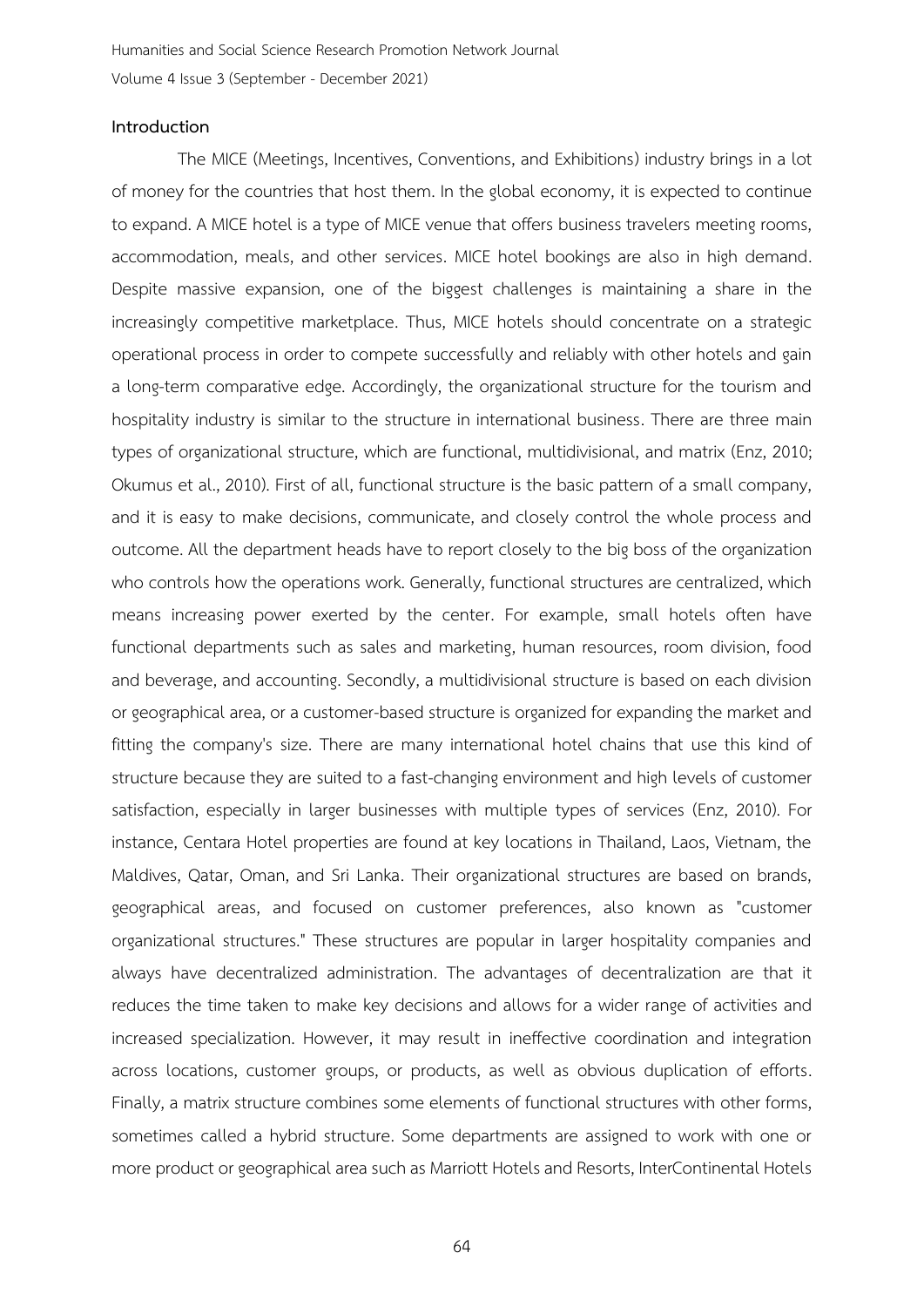## Introduction

The MICE (Meetings, Incentives, Conventions, and Exhibitions) industry brings in a lot of money for the countries that host them. In the global economy, it is expected to continue to expand. A MICE hotel is a type of MICE venue that offers business travelers meeting rooms, accommodation, meals, and other services. MICE hotel bookings are also in high demand. Despite massive expansion, one of the biggest challenges is maintaining a share in the increasingly competitive marketplace. Thus, MICE hotels should concentrate on a strategic operational process in order to compete successfully and reliably with other hotels and gain a long-term comparative edge. Accordingly, the organizational structure for the tourism and hospitality industry is similar to the structure in international business. There are three main types of organizational structure, which are functional, multidivisional, and matrix (Enz, 2010; Okumus et al., 2010). First of all, functional structure is the basic pattern of a small company, and it is easy to make decisions, communicate, and closely control the whole process and outcome. All the department heads have to report closely to the big boss of the organization who controls how the operations work. Generally, functional structures are centralized, which means increasing power exerted by the center. For example, small hotels often have functional departments such as sales and marketing, human resources, room division, food and beverage, and accounting. Secondly, a multidivisional structure is based on each division or geographical area, or a customer-based structure is organized for expanding the market and fitting the company's size. There are many international hotel chains that use this kind of structure because they are suited to a fast-changing environment and high levels of customer satisfaction, especially in larger businesses with multiple types of services (Enz, 2010). For instance, Centara Hotel properties are found at key locations in Thailand, Laos, Vietnam, the Maldives, Qatar, Oman, and Sri Lanka. Their organizational structures are based on brands, geographical areas, and focused on customer preferences, also known as "customer organizational structures." These structures are popular in larger hospitality companies and always have decentralized administration. The advantages of decentralization are that it reduces the time taken to make key decisions and allows for a wider range of activities and increased specialization. However, it may result in ineffective coordination and integration across locations, customer groups, or products, as well as obvious duplication of efforts. Finally, a matrix structure combines some elements of functional structures with other forms, sometimes called a hybrid structure. Some departments are assigned to work with one or more product or geographical area such as Marriott Hotels and Resorts, InterContinental Hotels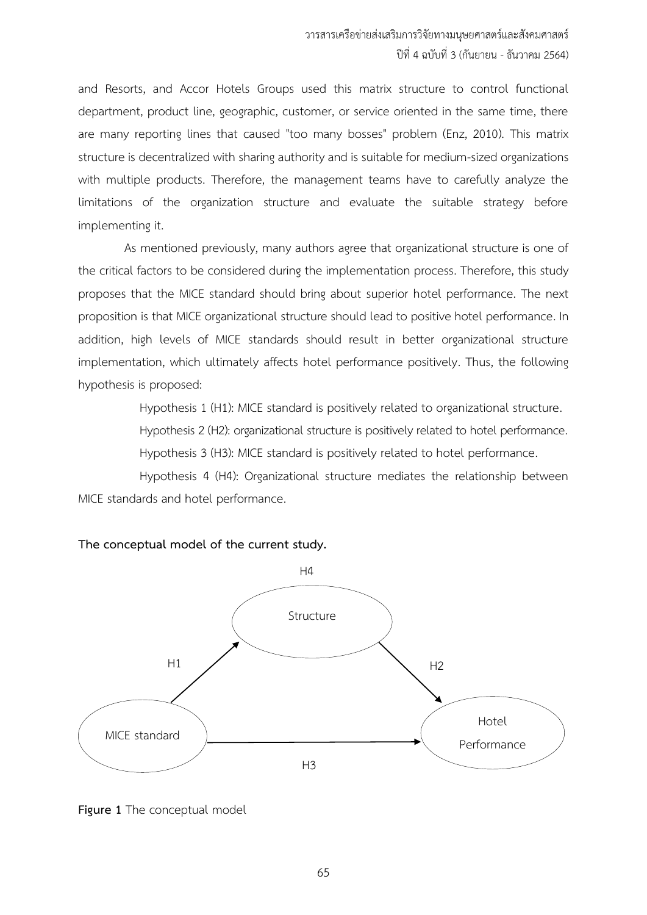and Resorts, and Accor Hotels Groups used this matrix structure to control functional department, product line, geographic, customer, or service oriented in the same time, there are many reporting lines that caused "too many bosses" problem (Enz, 2010). This matrix structure is decentralized with sharing authority and is suitable for medium-sized organizations with multiple products. Therefore, the management teams have to carefully analyze the limitations of the organization structure and evaluate the suitable strategy before implementing it.

As mentioned previously, many authors agree that organizational structure is one of the critical factors to be considered during the implementation process. Therefore, this study proposes that the MICE standard should bring about superior hotel performance. The next proposition is that MICE organizational structure should lead to positive hotel performance. In addition, high levels of MICE standards should result in better organizational structure implementation, which ultimately affects hotel performance positively. Thus, the following hypothesis is proposed:

Hypothesis 1 (H1): MICE standard is positively related to organizational structure.

Hypothesis 2 (H2): organizational structure is positively related to hotel performance.

Hypothesis 3 (H3): MICE standard is positively related to hotel performance.

Hypothesis 4 (H4): Organizational structure mediates the relationship between MICE standards and hotel performance.

**The conceptual model of the current study.**

H4

Structure

H1

H2

MICE standard

Hotel Performance

H3

**Figure 1** The conceptual model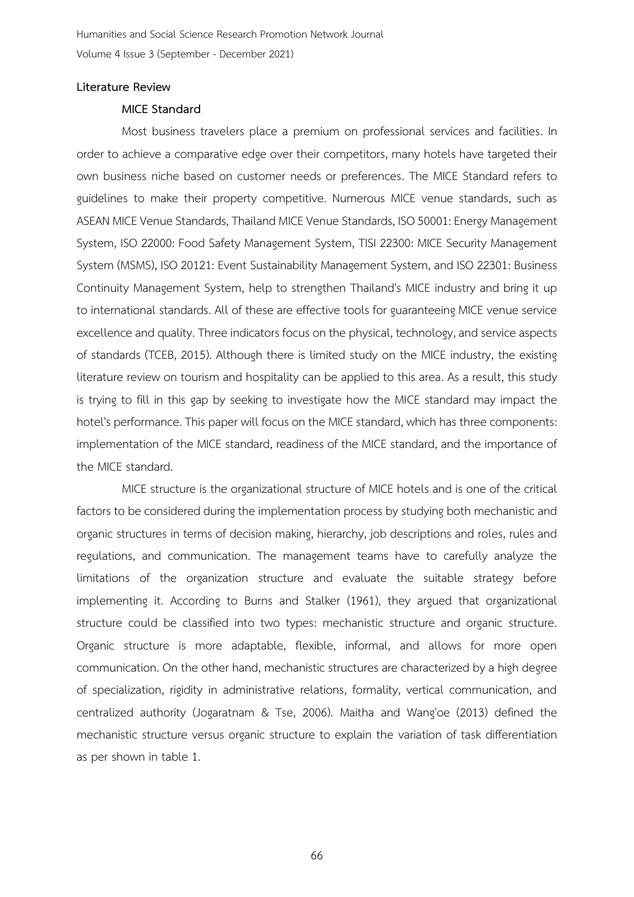## Literature Review

### MICE Standard

Most business travelers place a premium on professional services and facilities. In order to achieve a comparative edge over their competitors, many hotels have targeted their own business niche based on customer needs or preferences. The MICE Standard refers to guidelines to make their property competitive. Numerous MICE venue standards, such as ASEAN MICE Venue Standards, Thailand MICE Venue Standards, ISO 50001: Energy Management System, ISO 22000: Food Safety Management System, TISI 22300: MICE Security Management System (MSMS), ISO 20121: Event Sustainability Management System, and ISO 22301: Business Continuity Management System, help to strengthen Thailand's MICE industry and bring it up to international standards. All of these are effective tools for guaranteeing MICE venue service excellence and quality. Three indicators focus on the physical, technology, and service aspects of standards (TCEB, 2015). Although there is limited study on the MICE industry, the existing literature review on tourism and hospitality can be applied to this area. As a result, this study is trying to fill in this gap by seeking to investigate how the MICE standard may impact the hotel's performance. This paper will focus on the MICE standard, which has three components: implementation of the MICE standard, readiness of the MICE standard, and the importance of the MICE standard.

MICE structure is the organizational structure of MICE hotels and is one of the critical factors to be considered during the implementation process by studying both mechanistic and organic structures in terms of decision making, hierarchy, job descriptions and roles, rules and regulations, and communication. The management teams have to carefully analyze the limitations of the organization structure and evaluate the suitable strategy before implementing it. According to Burns and Stalker (1961), they argued that organizational structure could be classified into two types: mechanistic structure and organic structure. Organic structure is more adaptable, flexible, informal, and allows for more open communication. On the other hand, mechanistic structures are characterized by a high degree of specialization, rigidity in administrative relations, formality, vertical communication, and centralized authority (Jogaratnam & Tse, 2006). Maitha and Wang'oe (2013) defined the mechanistic structure versus organic structure to explain the variation of task differentiation as per shown in table 1.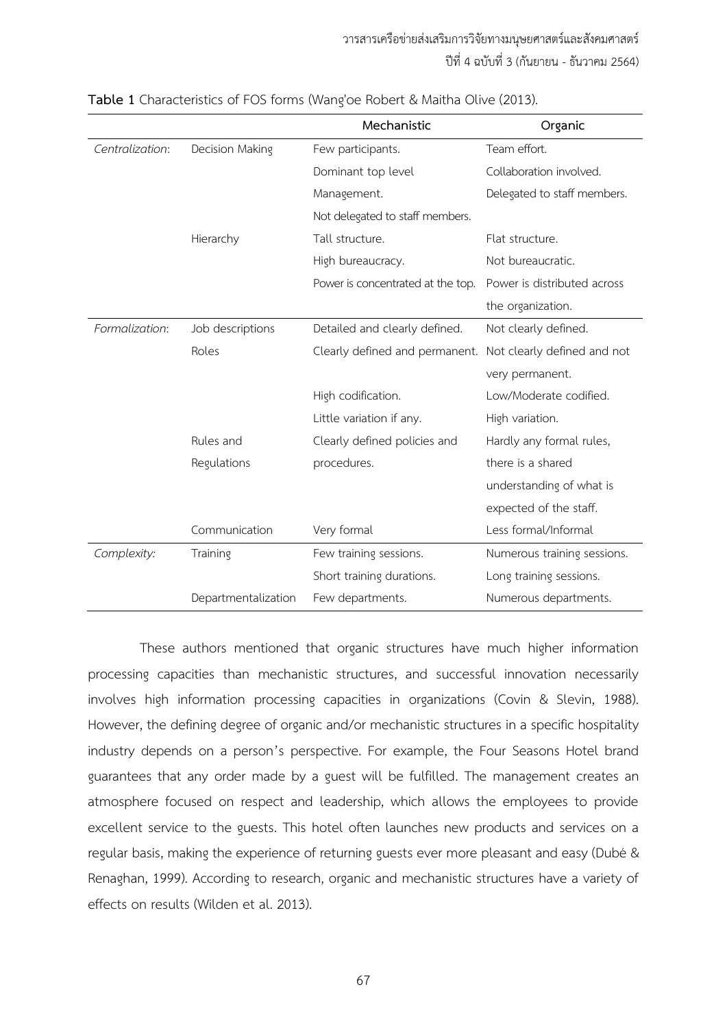**Table 1** Characteristics of FOS forms (Wang'oe Robert & Maitha Olive (2013).

| | | Mechanistic | Organic |
|---|---|---|---|
| *Centralization*: | Decision Making | Few participants. | Team effort. |
| | | Dominant top level Management. | Collaboration involved. |
| | | Not delegated to staff members. | Delegated to staff members. |
| | Hierarchy | Tall structure. | Flat structure. |
| | | High bureaucracy. | Not bureaucratic. |
| | | Power is concentrated at the top. | Power is distributed across the organization. |
| *Formalization*: | Job descriptions | Detailed and clearly defined. | Not clearly defined. |
| | Roles | Clearly defined and permanent. | Not clearly defined and not very permanent. |
| | | High codification. | Low/Moderate codified. |
| | | Little variation if any. | High variation. |
| | Rules and Regulations | Clearly defined policies and procedures. | Hardly any formal rules, there is a shared understanding of what is expected of the staff. |
| | Communication | Very formal | Less formal/Informal |
| *Complexity:* | Training | Few training sessions. | Numerous training sessions. |
| | | Short training durations. | Long training sessions. |
| | Departmentalization | Few departments. | Numerous departments. |

These authors mentioned that organic structures have much higher information processing capacities than mechanistic structures, and successful innovation necessarily involves high information processing capacities in organizations (Covin & Slevin, 1988). However, the defining degree of organic and/or mechanistic structures in a specific hospitality industry depends on a person's perspective. For example, the Four Seasons Hotel brand guarantees that any order made by a guest will be fulfilled. The management creates an atmosphere focused on respect and leadership, which allows the employees to provide excellent service to the guests. This hotel often launches new products and services on a regular basis, making the experience of returning guests ever more pleasant and easy (Dubé & Renaghan, 1999). According to research, organic and mechanistic structures have a variety of effects on results (Wilden et al. 2013).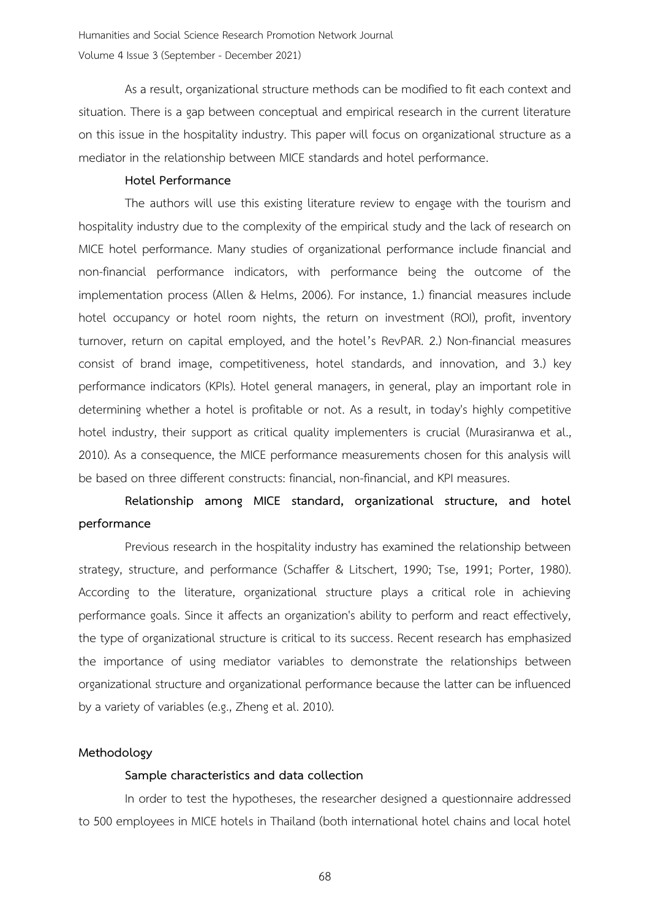As a result, organizational structure methods can be modified to fit each context and situation. There is a gap between conceptual and empirical research in the current literature on this issue in the hospitality industry. This paper will focus on organizational structure as a mediator in the relationship between MICE standards and hotel performance.

### Hotel Performance

The authors will use this existing literature review to engage with the tourism and hospitality industry due to the complexity of the empirical study and the lack of research on MICE hotel performance. Many studies of organizational performance include financial and non-financial performance indicators, with performance being the outcome of the implementation process (Allen & Helms, 2006). For instance, 1.) financial measures include hotel occupancy or hotel room nights, the return on investment (ROI), profit, inventory turnover, return on capital employed, and the hotel's RevPAR. 2.) Non-financial measures consist of brand image, competitiveness, hotel standards, and innovation, and 3.) key performance indicators (KPIs). Hotel general managers, in general, play an important role in determining whether a hotel is profitable or not. As a result, in today's highly competitive hotel industry, their support as critical quality implementers is crucial (Murasiranwa et al., 2010). As a consequence, the MICE performance measurements chosen for this analysis will be based on three different constructs: financial, non-financial, and KPI measures.

### Relationship among MICE standard, organizational structure, and hotel performance

Previous research in the hospitality industry has examined the relationship between strategy, structure, and performance (Schaffer & Litschert, 1990; Tse, 1991; Porter, 1980). According to the literature, organizational structure plays a critical role in achieving performance goals. Since it affects an organization's ability to perform and react effectively, the type of organizational structure is critical to its success. Recent research has emphasized the importance of using mediator variables to demonstrate the relationships between organizational structure and organizational performance because the latter can be influenced by a variety of variables (e.g., Zheng et al. 2010).

## Methodology

### Sample characteristics and data collection

In order to test the hypotheses, the researcher designed a questionnaire addressed to 500 employees in MICE hotels in Thailand (both international hotel chains and local hotel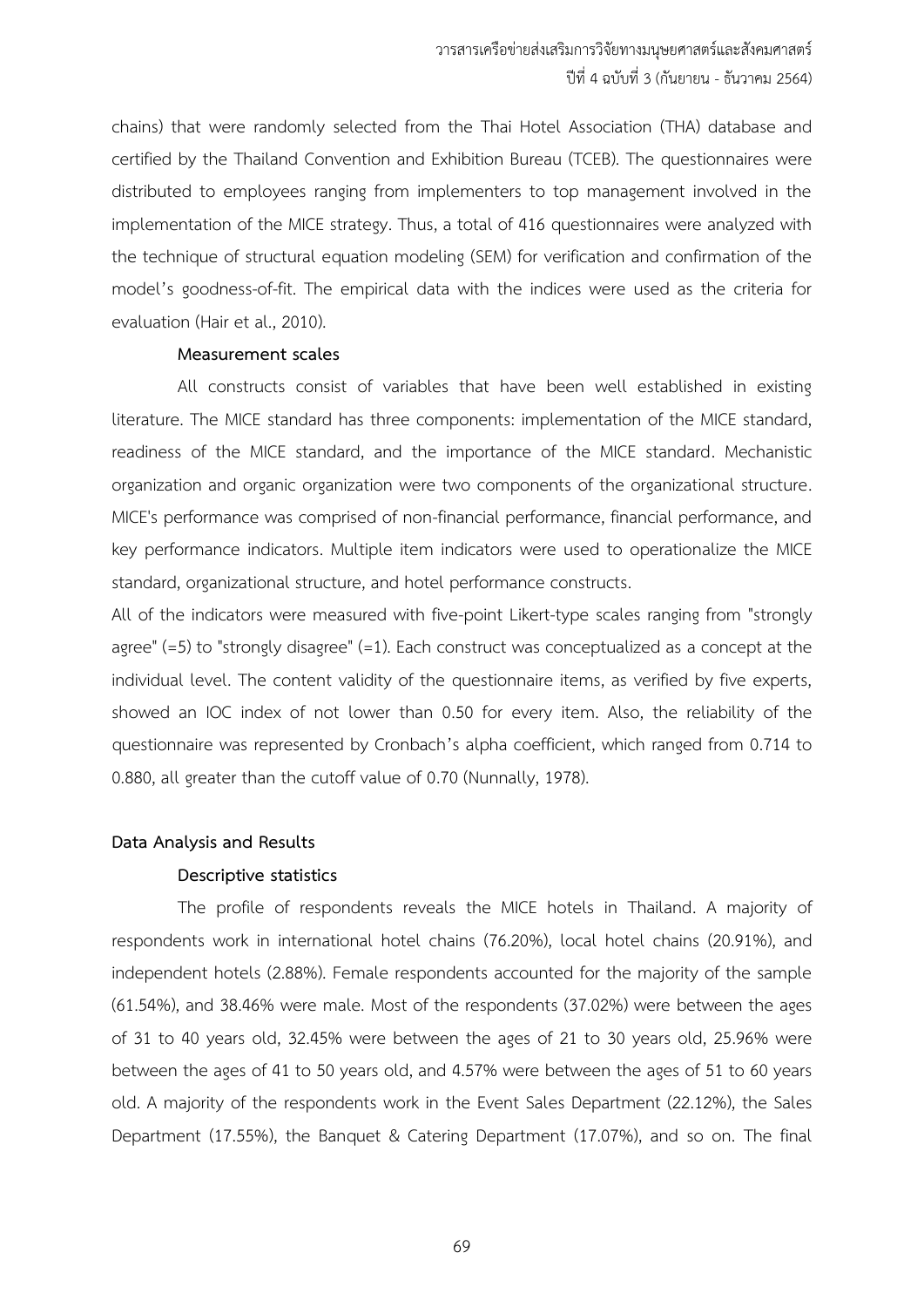chains) that were randomly selected from the Thai Hotel Association (THA) database and certified by the Thailand Convention and Exhibition Bureau (TCEB). The questionnaires were distributed to employees ranging from implementers to top management involved in the implementation of the MICE strategy. Thus, a total of 416 questionnaires were analyzed with the technique of structural equation modeling (SEM) for verification and confirmation of the model's goodness-of-fit. The empirical data with the indices were used as the criteria for evaluation (Hair et al., 2010).

### Measurement scales

All constructs consist of variables that have been well established in existing literature. The MICE standard has three components: implementation of the MICE standard, readiness of the MICE standard, and the importance of the MICE standard. Mechanistic organization and organic organization were two components of the organizational structure. MICE's performance was comprised of non-financial performance, financial performance, and key performance indicators. Multiple item indicators were used to operationalize the MICE standard, organizational structure, and hotel performance constructs.

All of the indicators were measured with five-point Likert-type scales ranging from "strongly agree" (=5) to "strongly disagree" (=1). Each construct was conceptualized as a concept at the individual level. The content validity of the questionnaire items, as verified by five experts, showed an IOC index of not lower than 0.50 for every item. Also, the reliability of the questionnaire was represented by Cronbach's alpha coefficient, which ranged from 0.714 to 0.880, all greater than the cutoff value of 0.70 (Nunnally, 1978).

## Data Analysis and Results

### Descriptive statistics

The profile of respondents reveals the MICE hotels in Thailand. A majority of respondents work in international hotel chains (76.20%), local hotel chains (20.91%), and independent hotels (2.88%). Female respondents accounted for the majority of the sample (61.54%), and 38.46% were male. Most of the respondents (37.02%) were between the ages of 31 to 40 years old, 32.45% were between the ages of 21 to 30 years old, 25.96% were between the ages of 41 to 50 years old, and 4.57% were between the ages of 51 to 60 years old. A majority of the respondents work in the Event Sales Department (22.12%), the Sales Department (17.55%), the Banquet & Catering Department (17.07%), and so on. The final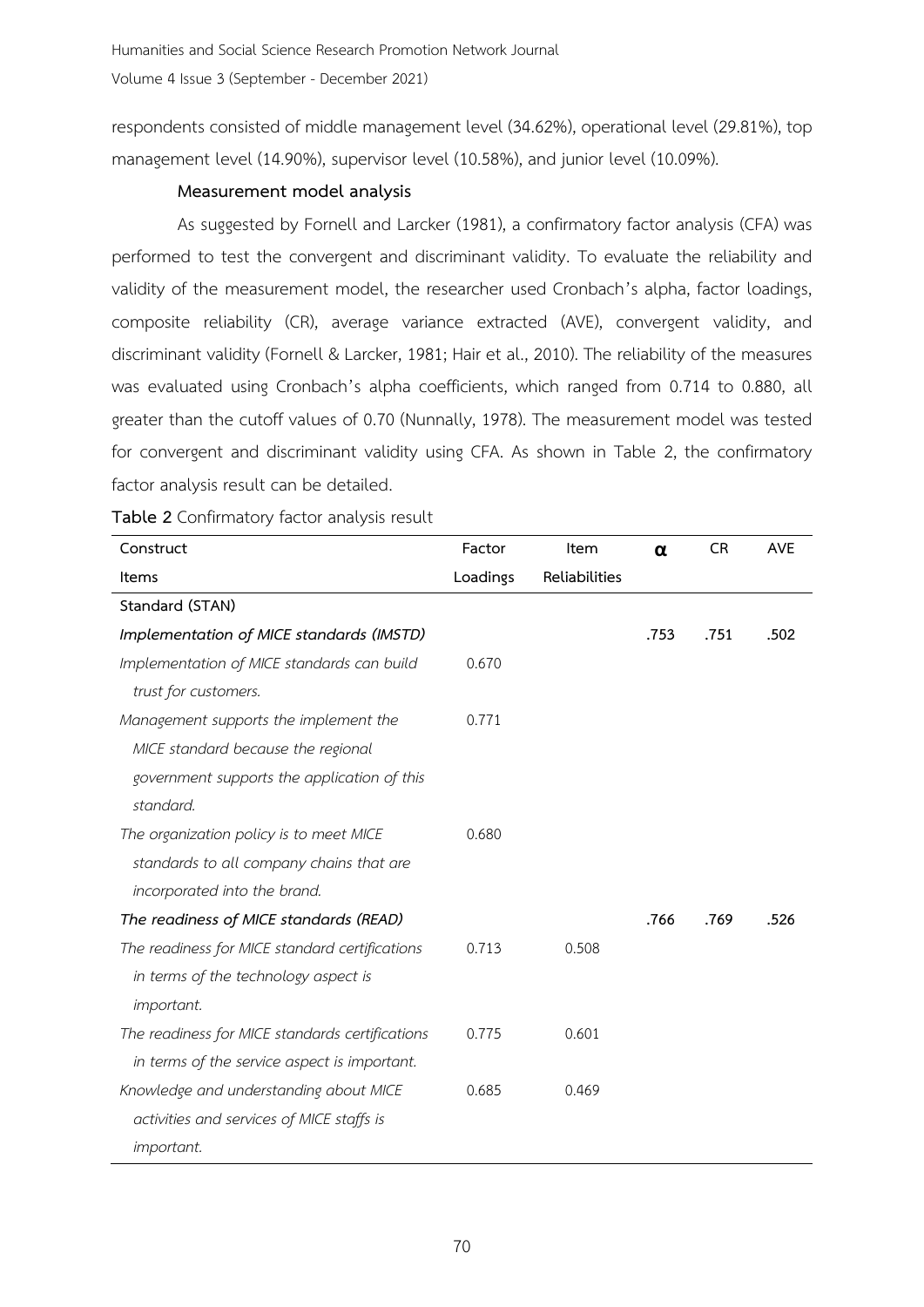respondents consisted of middle management level (34.62%), operational level (29.81%), top management level (14.90%), supervisor level (10.58%), and junior level (10.09%).

**Measurement model analysis**

As suggested by Fornell and Larcker (1981), a confirmatory factor analysis (CFA) was performed to test the convergent and discriminant validity. To evaluate the reliability and validity of the measurement model, the researcher used Cronbach's alpha, factor loadings, composite reliability (CR), average variance extracted (AVE), convergent validity, and discriminant validity (Fornell & Larcker, 1981; Hair et al., 2010). The reliability of the measures was evaluated using Cronbach's alpha coefficients, which ranged from 0.714 to 0.880, all greater than the cutoff values of 0.70 (Nunnally, 1978). The measurement model was tested for convergent and discriminant validity using CFA. As shown in Table 2, the confirmatory factor analysis result can be detailed.

**Table 2** Confirmatory factor analysis result

| Construct Items | Factor Loadings | Item Reliabilities | $\alpha$ | CR | AVE |
|---|---|---|---|---|---|
| **Standard (STAN)** | | | | | |
| ***Implementation of MICE standards (IMSTD)*** | | | .753 | .751 | .502 |
| *Implementation of MICE standards can build trust for customers.* | 0.670 | | | | |
| *Management supports the implement the MICE standard because the regional government supports the application of this standard.* | 0.771 | | | | |
| *The organization policy is to meet MICE standards to all company chains that are incorporated into the brand.* | 0.680 | | | | |
| ***The readiness of MICE standards (READ)*** | | | .766 | .769 | .526 |
| *The readiness for MICE standard certifications in terms of the technology aspect is important.* | 0.713 | 0.508 | | | |
| *The readiness for MICE standards certifications in terms of the service aspect is important.* | 0.775 | 0.601 | | | |
| *Knowledge and understanding about MICE activities and services of MICE staffs is important.* | 0.685 | 0.469 | | | |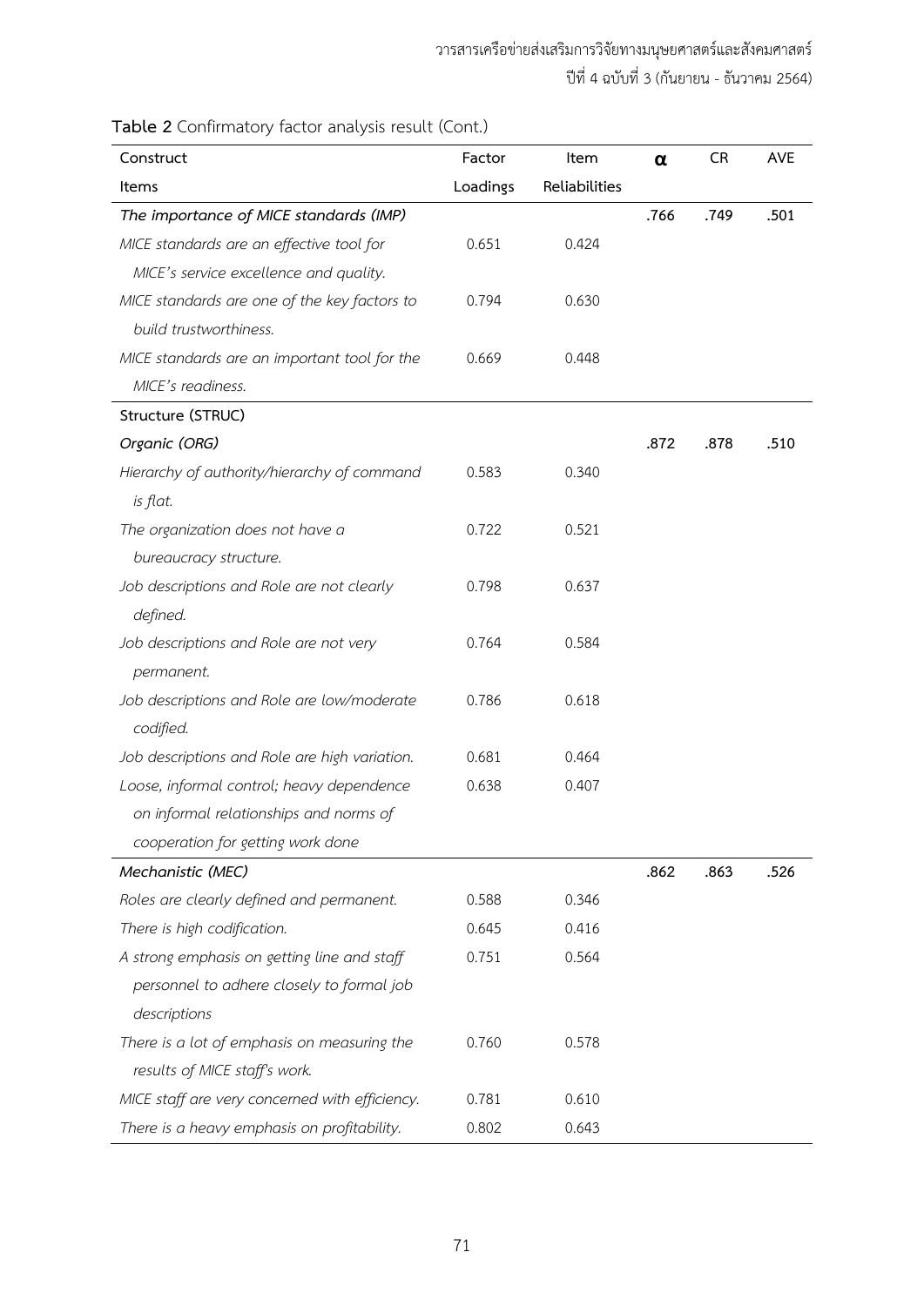**Table 2** Confirmatory factor analysis result (Cont.)

| Construct<br>Items | Factor<br>Loadings | Item<br>Reliabilities | α | CR | AVE |
|---|---|---|---|---|---|
| *The importance of MICE standards (IMP)* | | | .766 | .749 | .501 |
| *MICE standards are an effective tool for MICE's service excellence and quality.* | 0.651 | 0.424 | | | |
| *MICE standards are one of the key factors to build trustworthiness.* | 0.794 | 0.630 | | | |
| *MICE standards are an important tool for the MICE's readiness.* | 0.669 | 0.448 | | | |
| **Structure (STRUC)** | | | | | |
| *Organic (ORG)* | | | .872 | .878 | .510 |
| *Hierarchy of authority/hierarchy of command is flat.* | 0.583 | 0.340 | | | |
| *The organization does not have a bureaucracy structure.* | 0.722 | 0.521 | | | |
| *Job descriptions and Role are not clearly defined.* | 0.798 | 0.637 | | | |
| *Job descriptions and Role are not very permanent.* | 0.764 | 0.584 | | | |
| *Job descriptions and Role are low/moderate codified.* | 0.786 | 0.618 | | | |
| *Job descriptions and Role are high variation.* | 0.681 | 0.464 | | | |
| *Loose, informal control; heavy dependence on informal relationships and norms of cooperation for getting work done* | 0.638 | 0.407 | | | |
| *Mechanistic (MEC)* | | | .862 | .863 | .526 |
| *Roles are clearly defined and permanent.* | 0.588 | 0.346 | | | |
| *There is high codification.* | 0.645 | 0.416 | | | |
| *A strong emphasis on getting line and staff personnel to adhere closely to formal job descriptions* | 0.751 | 0.564 | | | |
| *There is a lot of emphasis on measuring the results of MICE staff's work.* | 0.760 | 0.578 | | | |
| *MICE staff are very concerned with efficiency.* | 0.781 | 0.610 | | | |
| *There is a heavy emphasis on profitability.* | 0.802 | 0.643 | | | |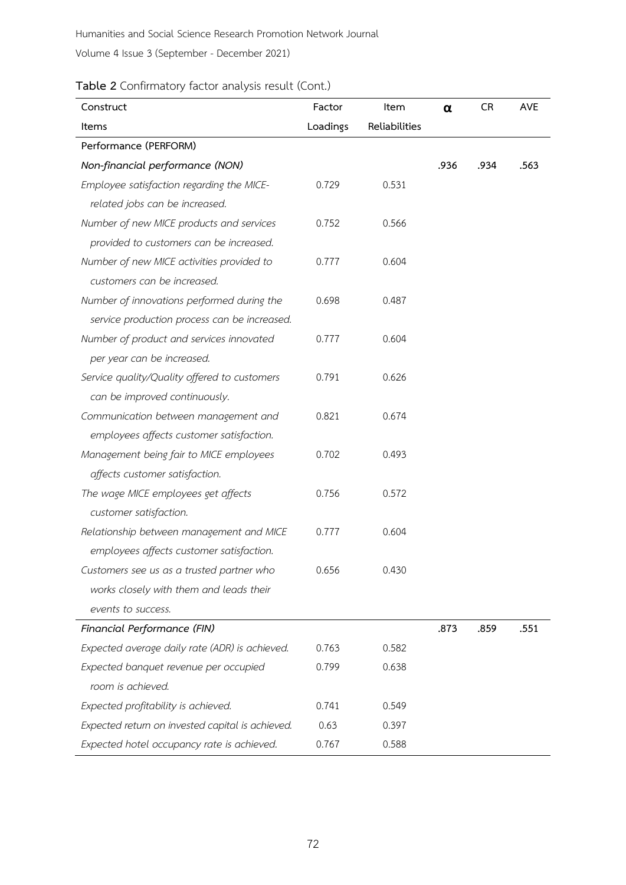**Table 2** Confirmatory factor analysis result (Cont.)

| Construct<br>Items | Factor<br>Loadings | Item<br>Reliabilities | α | CR | AVE |
|---|---|---|---|---|---|
| **Performance (PERFORM)** | | | | | |
| ***Non-financial performance (NON)*** | | | .936 | .934 | .563 |
| *Employee satisfaction regarding the MICE-related jobs can be increased.* | 0.729 | 0.531 | | | |
| *Number of new MICE products and services provided to customers can be increased.* | 0.752 | 0.566 | | | |
| *Number of new MICE activities provided to customers can be increased.* | 0.777 | 0.604 | | | |
| *Number of innovations performed during the service production process can be increased.* | 0.698 | 0.487 | | | |
| *Number of product and services innovated per year can be increased.* | 0.777 | 0.604 | | | |
| *Service quality/Quality offered to customers can be improved continuously.* | 0.791 | 0.626 | | | |
| *Communication between management and employees affects customer satisfaction.* | 0.821 | 0.674 | | | |
| *Management being fair to MICE employees affects customer satisfaction.* | 0.702 | 0.493 | | | |
| *The wage MICE employees get affects customer satisfaction.* | 0.756 | 0.572 | | | |
| *Relationship between management and MICE employees affects customer satisfaction.* | 0.777 | 0.604 | | | |
| *Customers see us as a trusted partner who works closely with them and leads their events to success.* | 0.656 | 0.430 | | | |
| ***Financial Performance (FIN)*** | | | .873 | .859 | .551 |
| *Expected average daily rate (ADR) is achieved.* | 0.763 | 0.582 | | | |
| *Expected banquet revenue per occupied room is achieved.* | 0.799 | 0.638 | | | |
| *Expected profitability is achieved.* | 0.741 | 0.549 | | | |
| *Expected return on invested capital is achieved.* | 0.63 | 0.397 | | | |
| *Expected hotel occupancy rate is achieved.* | 0.767 | 0.588 | | | |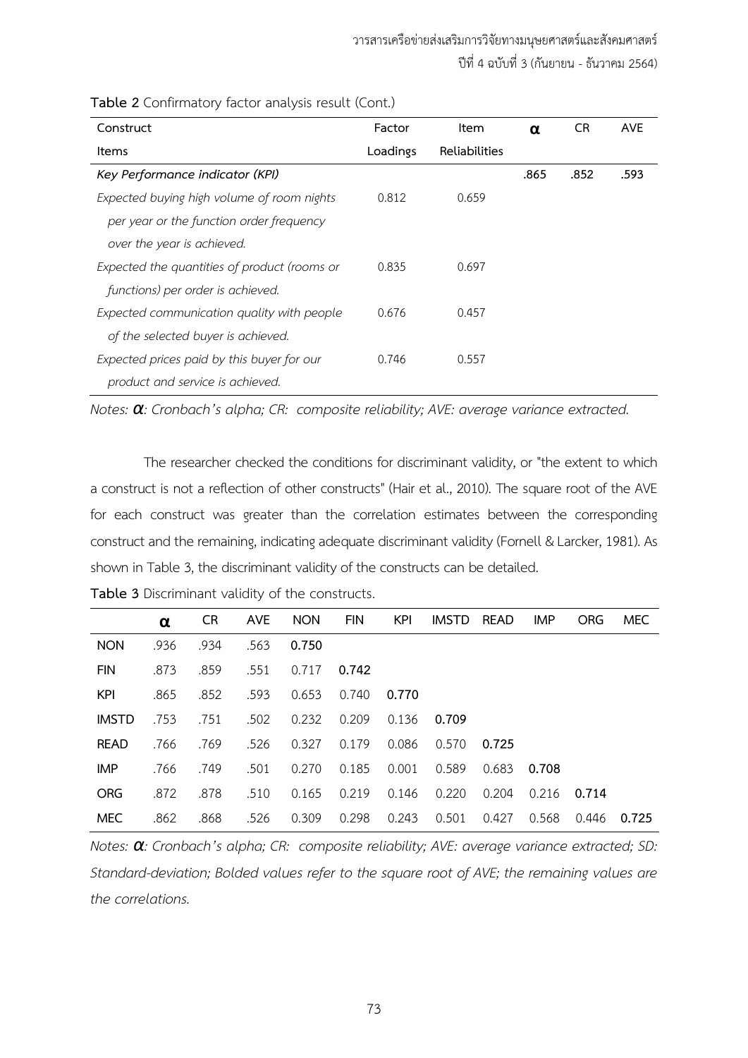**Table 2** Confirmatory factor analysis result (Cont.)

| Construct<br>Items | Factor<br>Loadings | Item<br>Reliabilities | α | CR | AVE |
|---|---|---|---|---|---|
| *Key Performance indicator (KPI)* | | | **.865** | **.852** | **.593** |
| *Expected buying high volume of room nights per year or the function order frequency over the year is achieved.* | 0.812 | 0.659 | | | |
| *Expected the quantities of product (rooms or functions) per order is achieved.* | 0.835 | 0.697 | | | |
| *Expected communication quality with people of the selected buyer is achieved.* | 0.676 | 0.457 | | | |
| *Expected prices paid by this buyer for our product and service is achieved.* | 0.746 | 0.557 | | | |

*Notes: α: Cronbach's alpha; CR: composite reliability; AVE: average variance extracted.*

The researcher checked the conditions for discriminant validity, or "the extent to which a construct is not a reflection of other constructs" (Hair et al., 2010). The square root of the AVE for each construct was greater than the correlation estimates between the corresponding construct and the remaining, indicating adequate discriminant validity (Fornell & Larcker, 1981). As shown in Table 3, the discriminant validity of the constructs can be detailed.

**Table 3** Discriminant validity of the constructs.

| | α | CR | AVE | NON | FIN | KPI | IMSTD | READ | IMP | ORG | MEC |
|---|---|---|---|---|---|---|---|---|---|---|---|
| **NON** | .936 | .934 | .563 | **0.750** | | | | | | | |
| **FIN** | .873 | .859 | .551 | 0.717 | **0.742** | | | | | | |
| **KPI** | .865 | .852 | .593 | 0.653 | 0.740 | **0.770** | | | | | |
| **IMSTD** | .753 | .751 | .502 | 0.232 | 0.209 | 0.136 | **0.709** | | | | |
| **READ** | .766 | .769 | .526 | 0.327 | 0.179 | 0.086 | 0.570 | **0.725** | | | |
| **IMP** | .766 | .749 | .501 | 0.270 | 0.185 | 0.001 | 0.589 | 0.683 | **0.708** | | |
| **ORG** | .872 | .878 | .510 | 0.165 | 0.219 | 0.146 | 0.220 | 0.204 | 0.216 | **0.714** | |
| **MEC** | .862 | .868 | .526 | 0.309 | 0.298 | 0.243 | 0.501 | 0.427 | 0.568 | 0.446 | **0.725** |

*Notes: α: Cronbach's alpha; CR: composite reliability; AVE: average variance extracted; SD: Standard-deviation; Bolded values refer to the square root of AVE; the remaining values are the correlations.*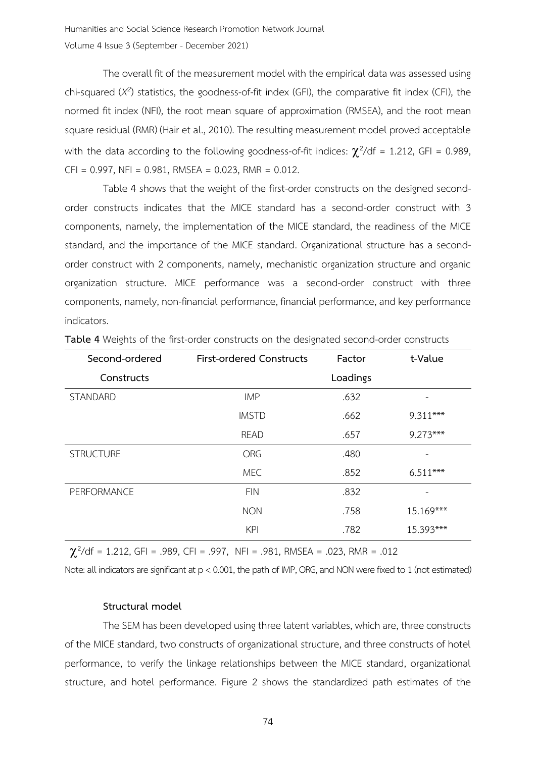The overall fit of the measurement model with the empirical data was assessed using chi-squared ($X^2$) statistics, the goodness-of-fit index (GFI), the comparative fit index (CFI), the normed fit index (NFI), the root mean square of approximation (RMSEA), and the root mean square residual (RMR) (Hair et al., 2010). The resulting measurement model proved acceptable with the data according to the following goodness-of-fit indices: $\chi^2$/df = 1.212, GFI = 0.989, CFI = 0.997, NFI = 0.981, RMSEA = 0.023, RMR = 0.012.

Table 4 shows that the weight of the first-order constructs on the designed second-order constructs indicates that the MICE standard has a second-order construct with 3 components, namely, the implementation of the MICE standard, the readiness of the MICE standard, and the importance of the MICE standard. Organizational structure has a second-order construct with 2 components, namely, mechanistic organization structure and organic organization structure. MICE performance was a second-order construct with three components, namely, non-financial performance, financial performance, and key performance indicators.

**Table 4** Weights of the first-order constructs on the designated second-order constructs

| Second-ordered Constructs | First-ordered Constructs | Factor Loadings | t-Value |
|---|---|---|---|
| STANDARD | IMP | .632 | - |
| | IMSTD | .662 | 9.311*** |
| | READ | .657 | 9.273*** |
| STRUCTURE | ORG | .480 | - |
| | MEC | .852 | 6.511*** |
| PERFORMANCE | FIN | .832 | - |
| | NON | .758 | 15.169*** |
| | KPI | .782 | 15.393*** |

$\chi^2$/df = 1.212, GFI = .989, CFI = .997, NFI = .981, RMSEA = .023, RMR = .012

Note: all indicators are significant at $p < 0.001$, the path of IMP, ORG, and NON were fixed to 1 (not estimated)

### Structural model

The SEM has been developed using three latent variables, which are, three constructs of the MICE standard, two constructs of organizational structure, and three constructs of hotel performance, to verify the linkage relationships between the MICE standard, organizational structure, and hotel performance. Figure 2 shows the standardized path estimates of the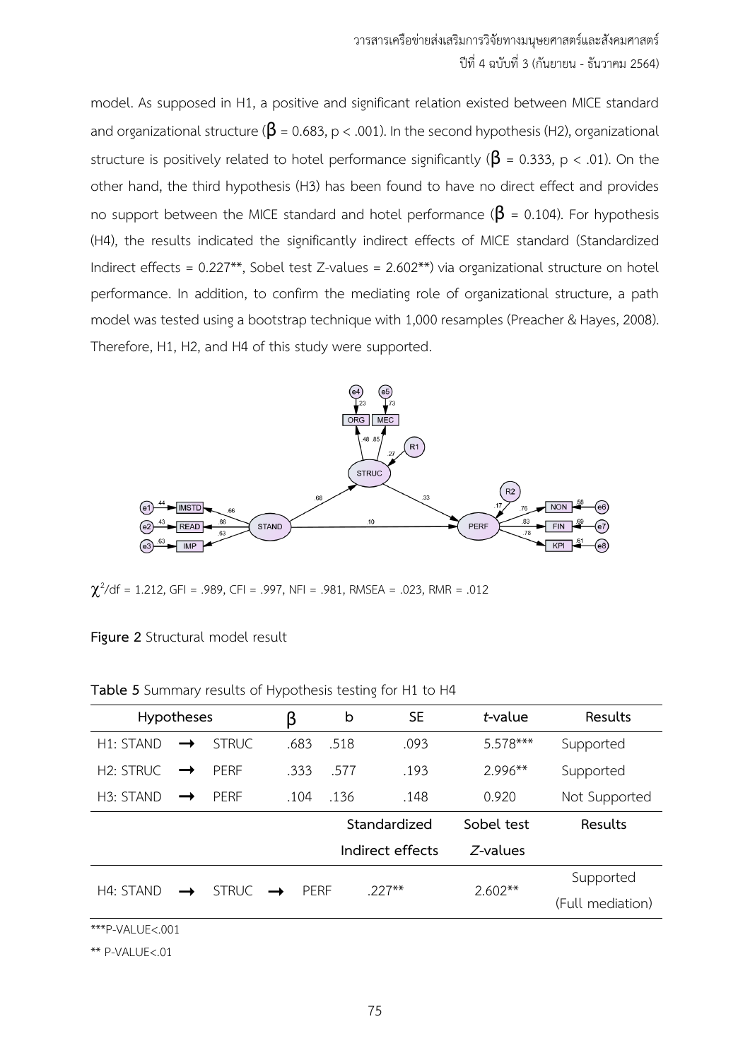model. As supposed in H1, a positive and significant relation existed between MICE standard and organizational structure ($\beta$ = 0.683, $p < .001$). In the second hypothesis (H2), organizational structure is positively related to hotel performance significantly ($\beta$ = 0.333, $p < .01$). On the other hand, the third hypothesis (H3) has been found to have no direct effect and provides no support between the MICE standard and hotel performance ($\beta$ = 0.104). For hypothesis (H4), the results indicated the significantly indirect effects of MICE standard (Standardized Indirect effects = 0.227**, Sobel test Z-values = 2.602**) via organizational structure on hotel performance. In addition, to confirm the mediating role of organizational structure, a path model was tested using a bootstrap technique with 1,000 resamples (Preacher & Hayes, 2008). Therefore, H1, H2, and H4 of this study were supported.

e4 e5
.23 .73
ORG MEC
.48 .85
.27 R1
STRUC
.68 .33
R2
.17
e1 .44 IMSTD .66 .76 NON .58 e6
e2 .43 READ .66 STAND .10 PERF .83 FIN .69 e7
e3 .63 IMP .63 .78 KPI .61 e8

$\chi^2$/df = 1.212, GFI = .989, CFI = .997, NFI = .981, RMSEA = .023, RMR = .012

**Figure 2** Structural model result

**Table 5** Summary results of Hypothesis testing for H1 to H4

| Hypotheses | | | $\beta$ | b | SE | *t*-value | Results |
|---|---|---|---|---|---|---|---|
| H1: STAND | → | STRUC | .683 | .518 | .093 | 5.578*** | Supported |
| H2: STRUC | → | PERF | .333 | .577 | .193 | 2.996** | Supported |
| H3: STAND | → | PERF | .104 | .136 | .148 | 0.920 | Not Supported |
| | | | | | Standardized Indirect effects | Sobel test *Z*-values | Results |
| H4: STAND → STRUC → PERF | | | | | .227** | 2.602** | Supported (Full mediation) |

***P-VALUE<.001

** P-VALUE<.01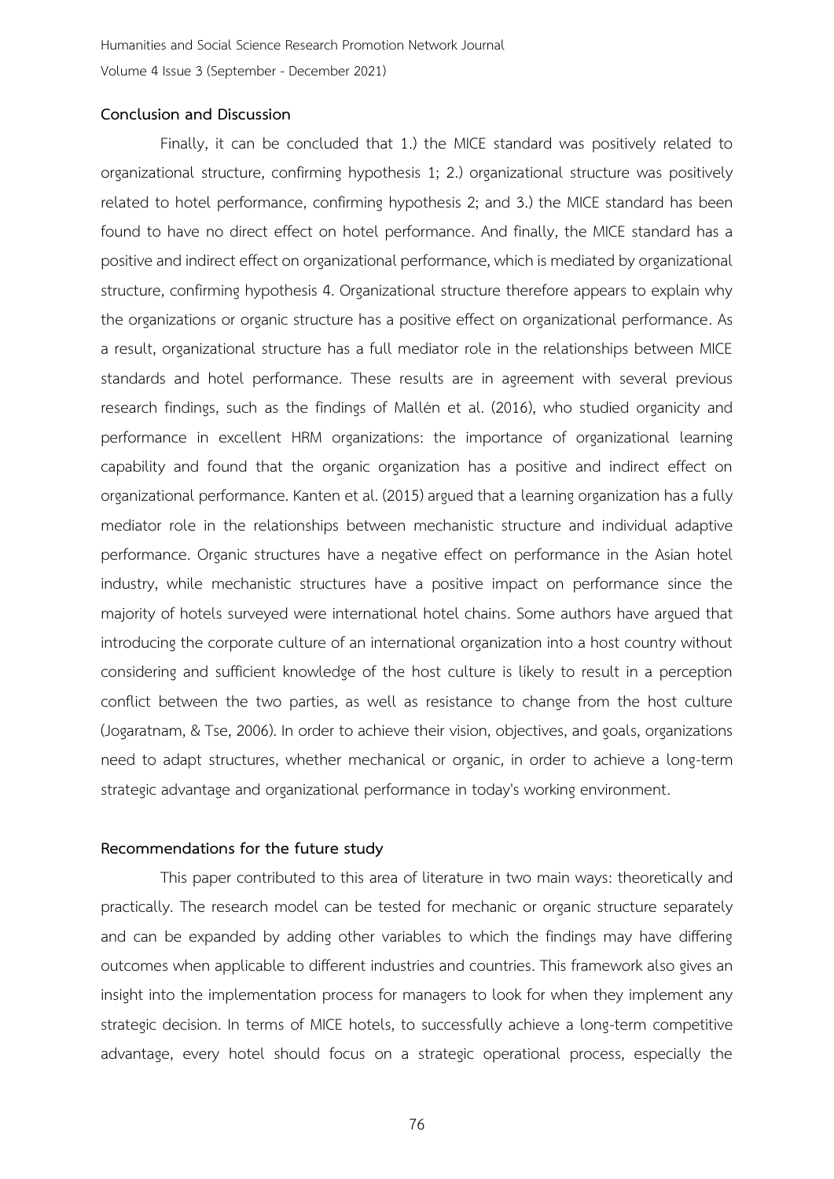**Conclusion and Discussion**

Finally, it can be concluded that 1.) the MICE standard was positively related to organizational structure, confirming hypothesis 1; 2.) organizational structure was positively related to hotel performance, confirming hypothesis 2; and 3.) the MICE standard has been found to have no direct effect on hotel performance. And finally, the MICE standard has a positive and indirect effect on organizational performance, which is mediated by organizational structure, confirming hypothesis 4. Organizational structure therefore appears to explain why the organizations or organic structure has a positive effect on organizational performance. As a result, organizational structure has a full mediator role in the relationships between MICE standards and hotel performance. These results are in agreement with several previous research findings, such as the findings of Mallén et al. (2016), who studied organicity and performance in excellent HRM organizations: the importance of organizational learning capability and found that the organic organization has a positive and indirect effect on organizational performance. Kanten et al. (2015) argued that a learning organization has a fully mediator role in the relationships between mechanistic structure and individual adaptive performance. Organic structures have a negative effect on performance in the Asian hotel industry, while mechanistic structures have a positive impact on performance since the majority of hotels surveyed were international hotel chains. Some authors have argued that introducing the corporate culture of an international organization into a host country without considering and sufficient knowledge of the host culture is likely to result in a perception conflict between the two parties, as well as resistance to change from the host culture (Jogaratnam, & Tse, 2006). In order to achieve their vision, objectives, and goals, organizations need to adapt structures, whether mechanical or organic, in order to achieve a long-term strategic advantage and organizational performance in today's working environment.

**Recommendations for the future study**

This paper contributed to this area of literature in two main ways: theoretically and practically. The research model can be tested for mechanic or organic structure separately and can be expanded by adding other variables to which the findings may have differing outcomes when applicable to different industries and countries. This framework also gives an insight into the implementation process for managers to look for when they implement any strategic decision. In terms of MICE hotels, to successfully achieve a long-term competitive advantage, every hotel should focus on a strategic operational process, especially the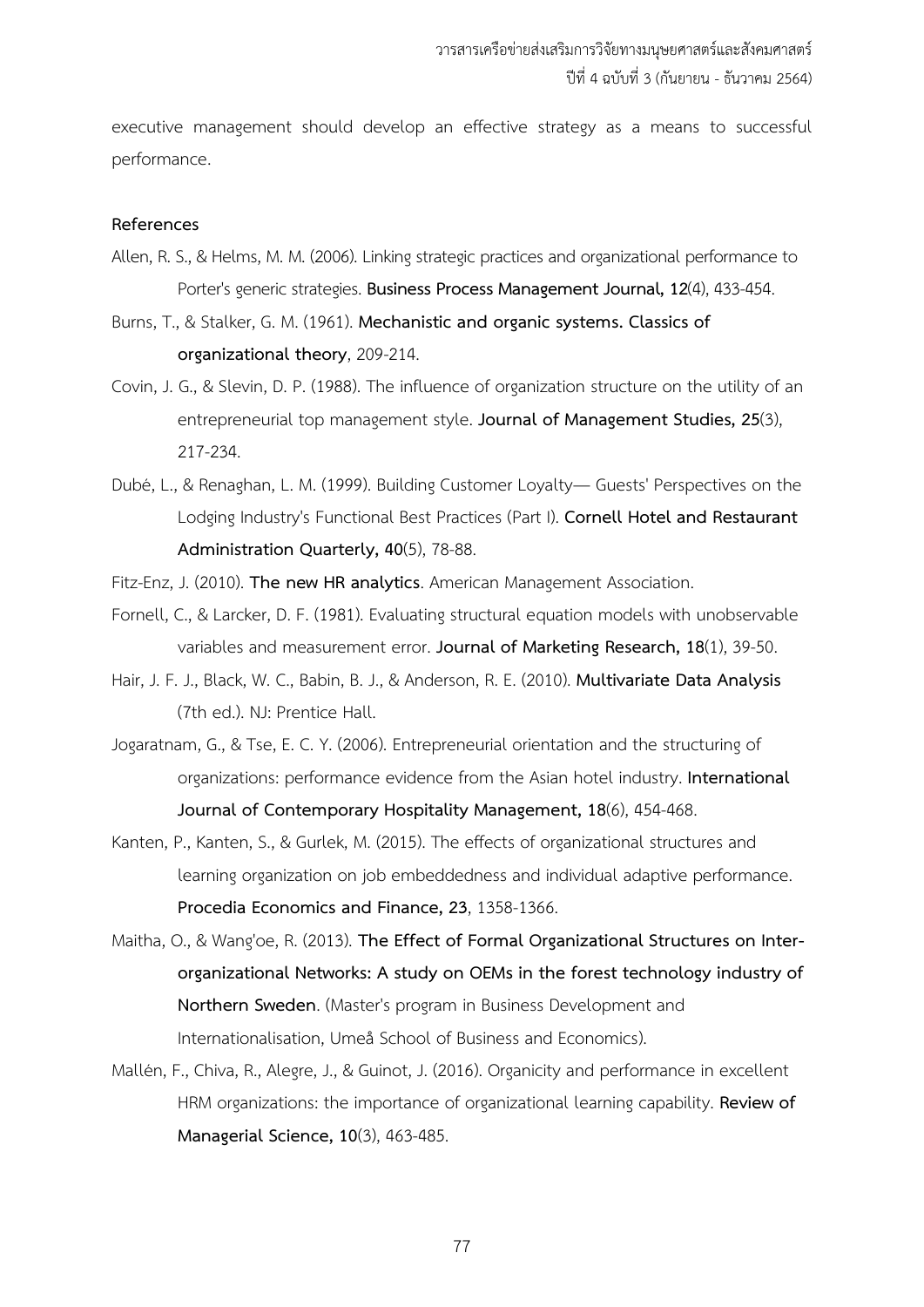executive management should develop an effective strategy as a means to successful performance.

**References**

Allen, R. S., & Helms, M. M. (2006). Linking strategic practices and organizational performance to Porter's generic strategies. **Business Process Management Journal, 12**(4), 433-454.

Burns, T., & Stalker, G. M. (1961). **Mechanistic and organic systems. Classics of organizational theory**, 209-214.

Covin, J. G., & Slevin, D. P. (1988). The influence of organization structure on the utility of an entrepreneurial top management style. **Journal of Management Studies, 25**(3), 217-234.

Dubé, L., & Renaghan, L. M. (1999). Building Customer Loyalty— Guests' Perspectives on the Lodging Industry's Functional Best Practices (Part I). **Cornell Hotel and Restaurant Administration Quarterly, 40**(5), 78-88.

Fitz-Enz, J. (2010). **The new HR analytics**. American Management Association.

Fornell, C., & Larcker, D. F. (1981). Evaluating structural equation models with unobservable variables and measurement error. **Journal of Marketing Research, 18**(1), 39-50.

Hair, J. F. J., Black, W. C., Babin, B. J., & Anderson, R. E. (2010). **Multivariate Data Analysis** (7th ed.). NJ: Prentice Hall.

Jogaratnam, G., & Tse, E. C. Y. (2006). Entrepreneurial orientation and the structuring of organizations: performance evidence from the Asian hotel industry. **International Journal of Contemporary Hospitality Management, 18**(6), 454-468.

Kanten, P., Kanten, S., & Gurlek, M. (2015). The effects of organizational structures and learning organization on job embeddedness and individual adaptive performance. **Procedia Economics and Finance, 23**, 1358-1366.

Maitha, O., & Wang'oe, R. (2013). **The Effect of Formal Organizational Structures on Inter-organizational Networks: A study on OEMs in the forest technology industry of Northern Sweden**. (Master's program in Business Development and Internationalisation, Umeå School of Business and Economics).

Mallén, F., Chiva, R., Alegre, J., & Guinot, J. (2016). Organicity and performance in excellent HRM organizations: the importance of organizational learning capability. **Review of Managerial Science, 10**(3), 463-485.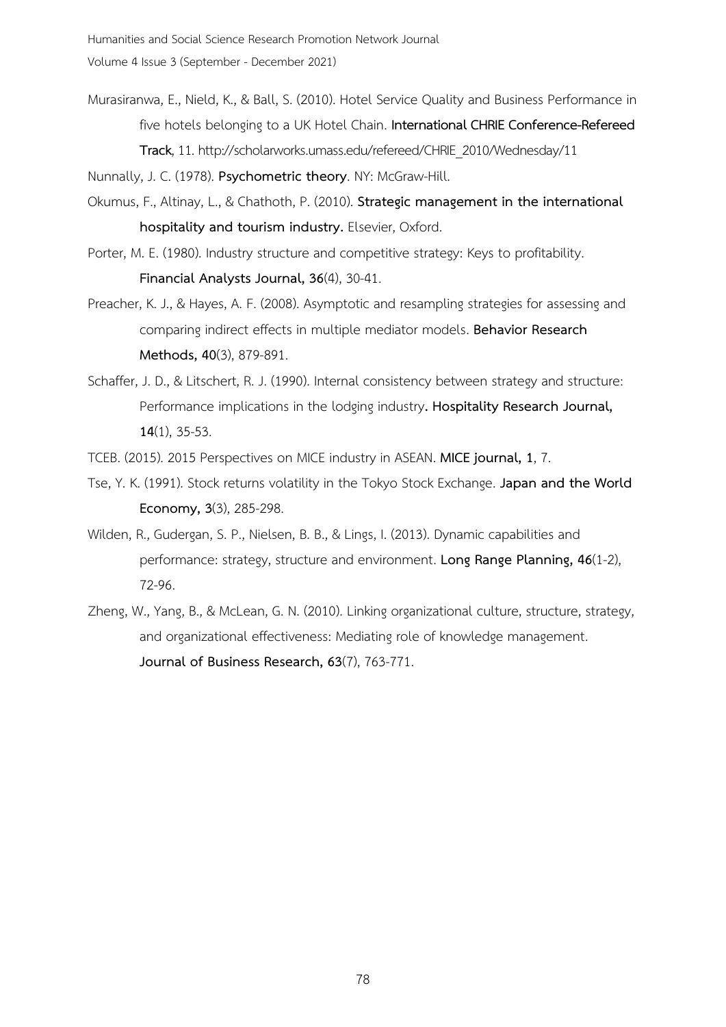Murasiranwa, E., Nield, K., & Ball, S. (2010). Hotel Service Quality and Business Performance in five hotels belonging to a UK Hotel Chain. **International CHRIE Conference-Refereed Track**, 11. http://scholarworks.umass.edu/refereed/CHRIE_2010/Wednesday/11

Nunnally, J. C. (1978). **Psychometric theory**. NY: McGraw-Hill.

Okumus, F., Altinay, L., & Chathoth, P. (2010). **Strategic management in the international hospitality and tourism industry.** Elsevier, Oxford.

Porter, M. E. (1980). Industry structure and competitive strategy: Keys to profitability. **Financial Analysts Journal, 36**(4), 30-41.

Preacher, K. J., & Hayes, A. F. (2008). Asymptotic and resampling strategies for assessing and comparing indirect effects in multiple mediator models. **Behavior Research Methods, 40**(3), 879-891.

Schaffer, J. D., & Litschert, R. J. (1990). Internal consistency between strategy and structure: Performance implications in the lodging industry**. Hospitality Research Journal, 14**(1), 35-53.

TCEB. (2015). 2015 Perspectives on MICE industry in ASEAN. **MICE journal, 1**, 7.

Tse, Y. K. (1991). Stock returns volatility in the Tokyo Stock Exchange. **Japan and the World Economy, 3**(3), 285-298.

Wilden, R., Gudergan, S. P., Nielsen, B. B., & Lings, I. (2013). Dynamic capabilities and performance: strategy, structure and environment. **Long Range Planning, 46**(1-2), 72-96.

Zheng, W., Yang, B., & McLean, G. N. (2010). Linking organizational culture, structure, strategy, and organizational effectiveness: Mediating role of knowledge management. **Journal of Business Research, 63**(7), 763-771.